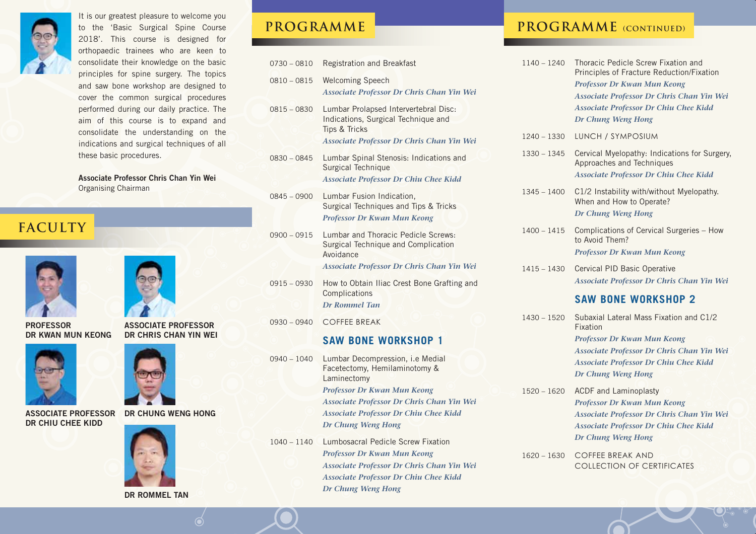It is our greatest pleasure to welcome you to the 'Basic Surgical Spine Course 2018'. This course is designed for orthopaedic trainees who are keen to consolidate their knowledge on the basic principles for spine surgery. The topics and saw bone workshop are designed to cover the common surgical procedures performed during our daily practice. The aim of this course is to expand and consolidate the understanding on the indications and surgical techniques of all these basic procedures.

**Associate Professor Chris Chan Yin Wei**
Organising Chairman

## FACULTY

**PROFESSOR DR KWAN MUN KEONG**

**ASSOCIATE PROFESSOR DR CHRIS CHAN YIN WEI**

**ASSOCIATE PROFESSOR DR CHIU CHEE KIDD**

**DR CHUNG WENG HONG**

**DR ROMMEL TAN**

## PROGRAMME

| Time | Session |
|---|---|
| 0730 – 0810 | Registration and Breakfast |
| 0810 – 0815 | Welcoming Speech<br>*Associate Professor Dr Chris Chan Yin Wei* |
| 0815 – 0830 | Lumbar Prolapsed Intervertebral Disc: Indications, Surgical Technique and Tips & Tricks<br>*Associate Professor Dr Chris Chan Yin Wei* |
| 0830 – 0845 | Lumbar Spinal Stenosis: Indications and Surgical Technique<br>*Associate Professor Dr Chiu Chee Kidd* |
| 0845 – 0900 | Lumbar Fusion Indication, Surgical Techniques and Tips & Tricks<br>*Professor Dr Kwan Mun Keong* |
| 0900 – 0915 | Lumbar and Thoracic Pedicle Screws: Surgical Technique and Complication Avoidance<br>*Associate Professor Dr Chris Chan Yin Wei* |
| 0915 – 0930 | How to Obtain Iliac Crest Bone Grafting and Complications<br>*Dr Rommel Tan* |
| 0930 – 0940 | COFFEE BREAK |

### SAW BONE WORKSHOP 1

| Time | Session |
|---|---|
| 0940 – 1040 | Lumbar Decompression, i.e Medial Facetectomy, Hemilaminotomy & Laminectomy<br>*Professor Dr Kwan Mun Keong*<br>*Associate Professor Dr Chris Chan Yin Wei*<br>*Associate Professor Dr Chiu Chee Kidd*<br>*Dr Chung Weng Hong* |
| 1040 – 1140 | Lumbosacral Pedicle Screw Fixation<br>*Professor Dr Kwan Mun Keong*<br>*Associate Professor Dr Chris Chan Yin Wei*<br>*Associate Professor Dr Chiu Chee Kidd*<br>*Dr Chung Weng Hong* |

## PROGRAMME (CONTINUED)

| Time | Session |
|---|---|
| 1140 – 1240 | Thoracic Pedicle Screw Fixation and Principles of Fracture Reduction/Fixation<br>*Professor Dr Kwan Mun Keong*<br>*Associate Professor Dr Chris Chan Yin Wei*<br>*Associate Professor Dr Chiu Chee Kidd*<br>*Dr Chung Weng Hong* |
| 1240 – 1330 | LUNCH / SYMPOSIUM |
| 1330 – 1345 | Cervical Myelopathy: Indications for Surgery, Approaches and Techniques<br>*Associate Professor Dr Chiu Chee Kidd* |
| 1345 – 1400 | C1/2 Instability with/without Myelopathy. When and How to Operate?<br>*Dr Chung Weng Hong* |
| 1400 – 1415 | Complications of Cervical Surgeries – How to Avoid Them?<br>*Professor Dr Kwan Mun Keong* |
| 1415 – 1430 | Cervical PID Basic Operative<br>*Associate Professor Dr Chris Chan Yin Wei* |

### SAW BONE WORKSHOP 2

| Time | Session |
|---|---|
| 1430 – 1520 | Subaxial Lateral Mass Fixation and C1/2 Fixation<br>*Professor Dr Kwan Mun Keong*<br>*Associate Professor Dr Chris Chan Yin Wei*<br>*Associate Professor Dr Chiu Chee Kidd*<br>*Dr Chung Weng Hong* |
| 1520 – 1620 | ACDF and Laminoplasty<br>*Professor Dr Kwan Mun Keong*<br>*Associate Professor Dr Chris Chan Yin Wei*<br>*Associate Professor Dr Chiu Chee Kidd*<br>*Dr Chung Weng Hong* |
| 1620 – 1630 | COFFEE BREAK AND COLLECTION OF CERTIFICATES |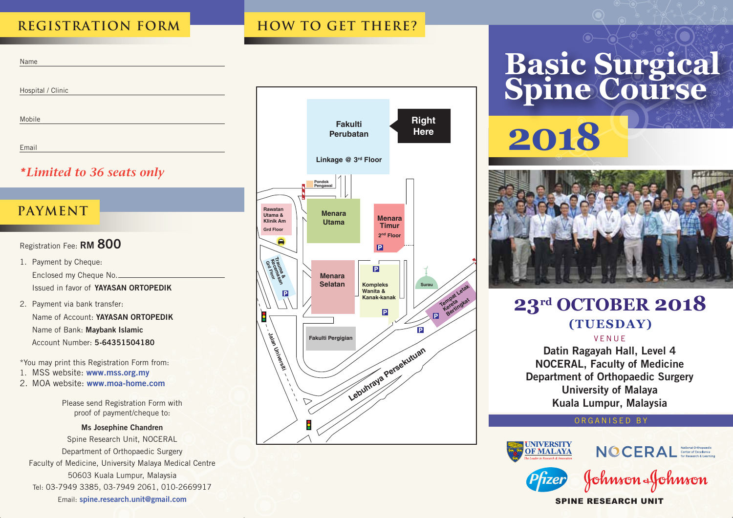## REGISTRATION FORM

Name

Hospital / Clinic

Mobile

Email

*\*Limited to 36 seats only*

## PAYMENT

Registration Fee: **RM 800**

1. Payment by Cheque:
   Enclosed my Cheque No.
   Issued in favor of **YAYASAN ORTOPEDIK**
2. Payment via bank transfer:
   Name of Account: **YAYASAN ORTOPEDIK**
   Name of Bank: **Maybank Islamic**
   Account Number: **5-64351504180**

*You may print this Registration Form from:

1. MSS website: **www.mss.org.my**
2. MOA website: **www.moa-home.com**

Please send Registration Form with proof of payment/cheque to:

**Ms Josephine Chandren**
Spine Research Unit, NOCERAL
Department of Orthopaedic Surgery
Faculty of Medicine, University Malaya Medical Centre
50603 Kuala Lumpur, Malaysia
Tel: 03-7949 3385, 03-7949 2061, 010-2669917
Email: **spine.research.unit@gmail.com**

## HOW TO GET THERE?

Fakulti Perubatan
Linkage @ 3rd Floor
Right Here
Pondok Pengawal
Rawatan Utama & Klinik Am
Grd Floor
Menara Utama
Menara Timur
2nd Floor
Trauma & Kecemasan
Grd Floor
Menara Selatan
Kompleks Wanita & Kanak-kanak
Surau
Tempat Letak Kereta Bertingkat
Fakulti Pergigian
Jalan Universiti
Lebuhraya Persekutuan

# Basic Surgical Spine Course 2018

## 23rd OCTOBER 2018 (TUESDAY)

VENUE

**Datin Ragayah Hall, Level 4**
**NOCERAL, Faculty of Medicine**
**Department of Orthopaedic Surgery**
**University of Malaya**
**Kuala Lumpur, Malaysia**

ORGANISED BY

UNIVERSITY OF MALAYA
The Leader in Research & Innovation

NOCERAL
National Orthopaedic Center of Excellence for Research & Learning

Pfizer

Johnson & Johnson

**SPINE RESEARCH UNIT**